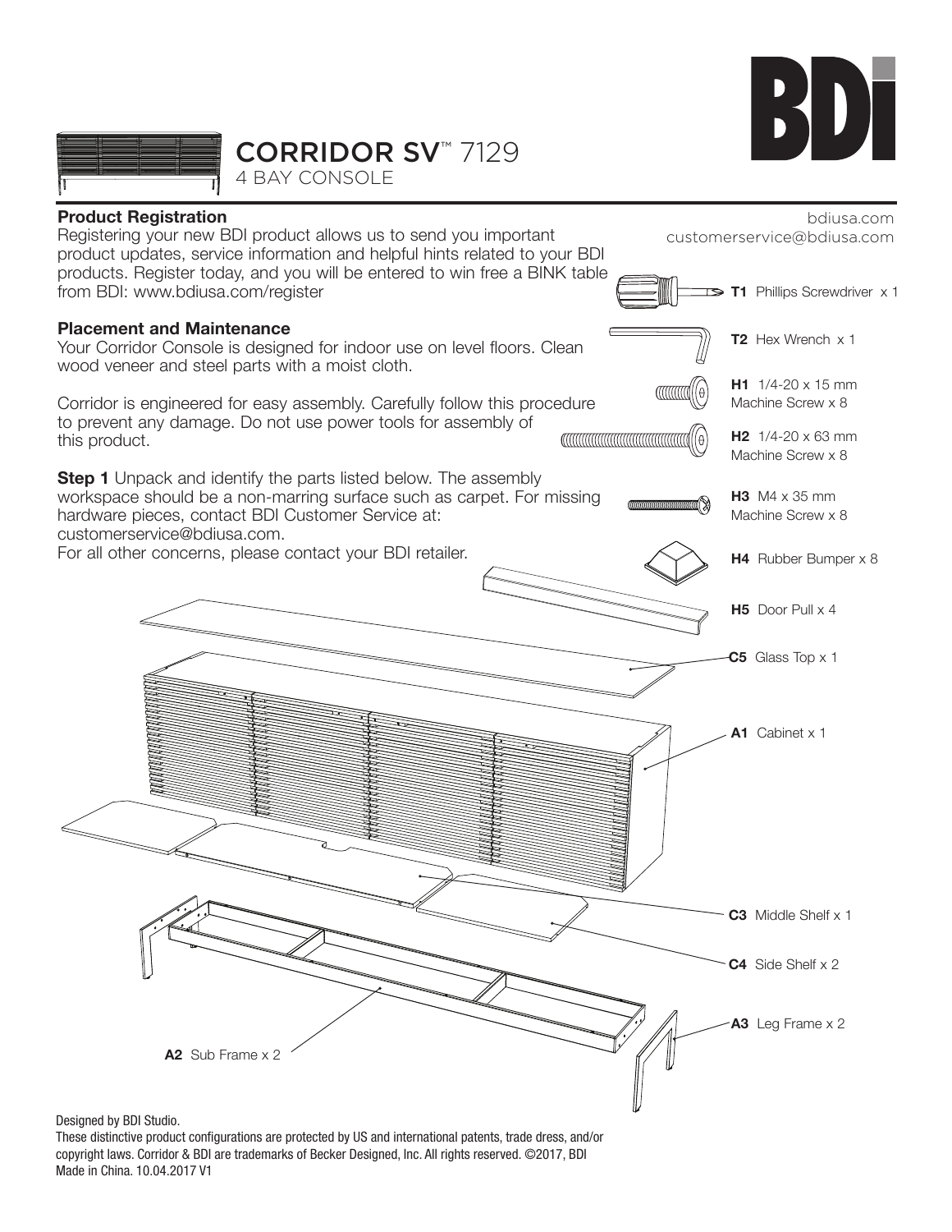# CORRIDOR SV™ 7129

4 BAY CONSOLE

BDi

bdiusa.com
customerservice@bdiusa.com

**Product Registration**
Registering your new BDI product allows us to send you important product updates, service information and helpful hints related to your BDI products. Register today, and you will be entered to win free a BINK table from BDI: www.bdiusa.com/register

**Placement and Maintenance**
Your Corridor Console is designed for indoor use on level floors. Clean wood veneer and steel parts with a moist cloth.

Corridor is engineered for easy assembly. Carefully follow this procedure to prevent any damage. Do not use power tools for assembly of this product.

**Step 1** Unpack and identify the parts listed below. The assembly workspace should be a non-marring surface such as carpet. For missing hardware pieces, contact BDI Customer Service at: customerservice@bdiusa.com.
For all other concerns, please contact your BDI retailer.

- **T1** Phillips Screwdriver x 1
- **T2** Hex Wrench x 1
- **H1** 1/4-20 x 15 mm Machine Screw x 8
- **H2** 1/4-20 x 63 mm Machine Screw x 8
- **H3** M4 x 35 mm Machine Screw x 8
- **H4** Rubber Bumper x 8
- **H5** Door Pull x 4
- **C5** Glass Top x 1
- **A1** Cabinet x 1
- **C3** Middle Shelf x 1
- **C4** Side Shelf x 2
- **A3** Leg Frame x 2
- **A2** Sub Frame x 2

Designed by BDI Studio.
These distinctive product configurations are protected by US and international patents, trade dress, and/or copyright laws. Corridor & BDI are trademarks of Becker Designed, Inc. All rights reserved. ©2017, BDI
Made in China. 10.04.2017 V1